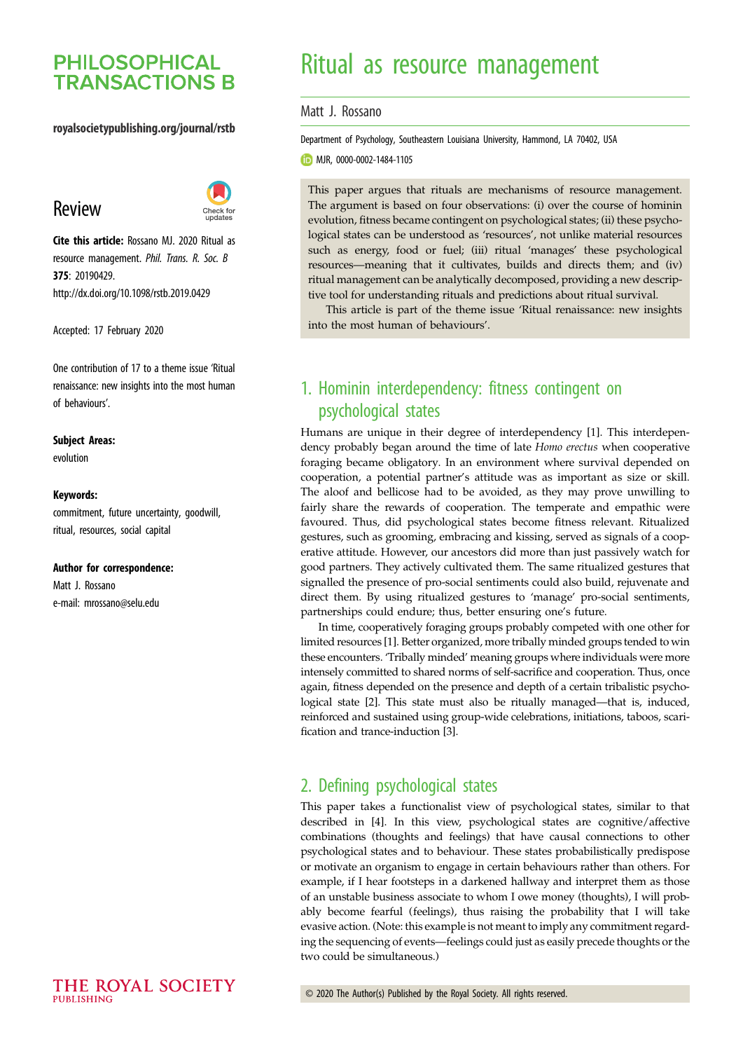# Ritual as resource management

Matt J. Rossano

Department of Psychology, Southeastern Louisiana University, Hammond, LA 70402, USA

MJR, 0000-0002-1484-1105

**Review**

**Cite this article:** Rossano MJ. 2020 Ritual as resource management. *Phil. Trans. R. Soc. B* **375**: 20190429. http://dx.doi.org/10.1098/rstb.2019.0429

Accepted: 17 February 2020

One contribution of 17 to a theme issue 'Ritual renaissance: new insights into the most human of behaviours'.

**Subject Areas:**

evolution

**Keywords:**

commitment, future uncertainty, goodwill, ritual, resources, social capital

**Author for correspondence:**

Matt J. Rossano

e-mail: mrossano@selu.edu

This paper argues that rituals are mechanisms of resource management. The argument is based on four observations: (i) over the course of hominin evolution, fitness became contingent on psychological states; (ii) these psychological states can be understood as 'resources', not unlike material resources such as energy, food or fuel; (iii) ritual 'manages' these psychological resources—meaning that it cultivates, builds and directs them; and (iv) ritual management can be analytically decomposed, providing a new descriptive tool for understanding rituals and predictions about ritual survival.

This article is part of the theme issue 'Ritual renaissance: new insights into the most human of behaviours'.

## 1. Hominin interdependency: fitness contingent on psychological states

Humans are unique in their degree of interdependency [1]. This interdependency probably began around the time of late *Homo erectus* when cooperative foraging became obligatory. In an environment where survival depended on cooperation, a potential partner's attitude was as important as size or skill. The aloof and bellicose had to be avoided, as they may prove unwilling to fairly share the rewards of cooperation. The temperate and empathic were favoured. Thus, did psychological states become fitness relevant. Ritualized gestures, such as grooming, embracing and kissing, served as signals of a cooperative attitude. However, our ancestors did more than just passively watch for good partners. They actively cultivated them. The same ritualized gestures that signalled the presence of pro-social sentiments could also build, rejuvenate and direct them. By using ritualized gestures to 'manage' pro-social sentiments, partnerships could endure; thus, better ensuring one's future.

In time, cooperatively foraging groups probably competed with one other for limited resources [1]. Better organized, more tribally minded groups tended to win these encounters. 'Tribally minded' meaning groups where individuals were more intensely committed to shared norms of self-sacrifice and cooperation. Thus, once again, fitness depended on the presence and depth of a certain tribalistic psychological state [2]. This state must also be ritually managed—that is, induced, reinforced and sustained using group-wide celebrations, initiations, taboos, scarification and trance-induction [3].

## 2. Defining psychological states

This paper takes a functionalist view of psychological states, similar to that described in [4]. In this view, psychological states are cognitive/affective combinations (thoughts and feelings) that have causal connections to other psychological states and to behaviour. These states probabilistically predispose or motivate an organism to engage in certain behaviours rather than others. For example, if I hear footsteps in a darkened hallway and interpret them as those of an unstable business associate to whom I owe money (thoughts), I will probably become fearful (feelings), thus raising the probability that I will take evasive action. (Note: this example is not meant to imply any commitment regarding the sequencing of events—feelings could just as easily precede thoughts or the two could be simultaneous.)

© 2020 The Author(s) Published by the Royal Society. All rights reserved.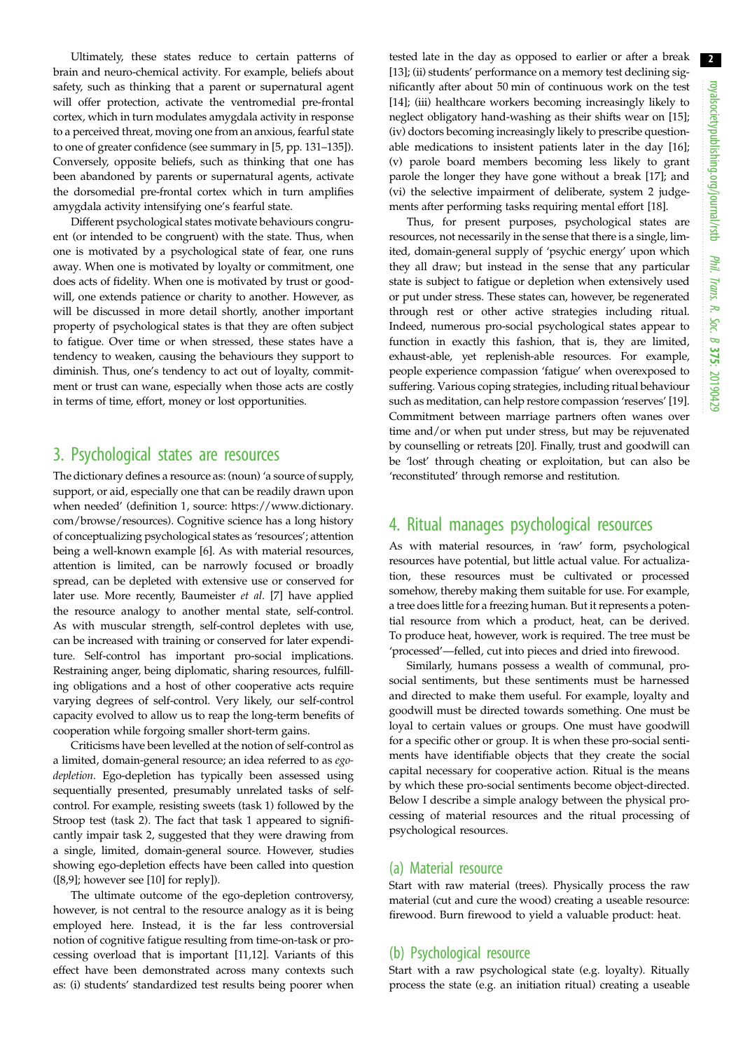Ultimately, these states reduce to certain patterns of brain and neuro-chemical activity. For example, beliefs about safety, such as thinking that a parent or supernatural agent will offer protection, activate the ventromedial pre-frontal cortex, which in turn modulates amygdala activity in response to a perceived threat, moving one from an anxious, fearful state to one of greater confidence (see summary in [5, pp. 131–135]). Conversely, opposite beliefs, such as thinking that one has been abandoned by parents or supernatural agents, activate the dorsomedial pre-frontal cortex which in turn amplifies amygdala activity intensifying one's fearful state.

Different psychological states motivate behaviours congruent (or intended to be congruent) with the state. Thus, when one is motivated by a psychological state of fear, one runs away. When one is motivated by loyalty or commitment, one does acts of fidelity. When one is motivated by trust or goodwill, one extends patience or charity to another. However, as will be discussed in more detail shortly, another important property of psychological states is that they are often subject to fatigue. Over time or when stressed, these states have a tendency to weaken, causing the behaviours they support to diminish. Thus, one's tendency to act out of loyalty, commitment or trust can wane, especially when those acts are costly in terms of time, effort, money or lost opportunities.

## 3. Psychological states are resources

The dictionary defines a resource as: (noun) 'a source of supply, support, or aid, especially one that can be readily drawn upon when needed' (definition 1, source: https://www.dictionary.com/browse/resources). Cognitive science has a long history of conceptualizing psychological states as 'resources'; attention being a well-known example [6]. As with material resources, attention is limited, can be narrowly focused or broadly spread, can be depleted with extensive use or conserved for later use. More recently, Baumeister *et al*. [7] have applied the resource analogy to another mental state, self-control. As with muscular strength, self-control depletes with use, can be increased with training or conserved for later expenditure. Self-control has important pro-social implications. Restraining anger, being diplomatic, sharing resources, fulfilling obligations and a host of other cooperative acts require varying degrees of self-control. Very likely, our self-control capacity evolved to allow us to reap the long-term benefits of cooperation while forgoing smaller short-term gains.

Criticisms have been levelled at the notion of self-control as a limited, domain-general resource; an idea referred to as *ego-depletion*. Ego-depletion has typically been assessed using sequentially presented, presumably unrelated tasks of self-control. For example, resisting sweets (task 1) followed by the Stroop test (task 2). The fact that task 1 appeared to significantly impair task 2, suggested that they were drawing from a single, limited, domain-general source. However, studies showing ego-depletion effects have been called into question ([8,9]; however see [10] for reply]).

The ultimate outcome of the ego-depletion controversy, however, is not central to the resource analogy as it is being employed here. Instead, it is the far less controversial notion of cognitive fatigue resulting from time-on-task or processing overload that is important [11,12]. Variants of this effect have been demonstrated across many contexts such as: (i) students' standardized test results being poorer when tested late in the day as opposed to earlier or after a break [13]; (ii) students' performance on a memory test declining significantly after about 50 min of continuous work on the test [14]; (iii) healthcare workers becoming increasingly likely to neglect obligatory hand-washing as their shifts wear on [15]; (iv) doctors becoming increasingly likely to prescribe questionable medications to insistent patients later in the day [16]; (v) parole board members becoming less likely to grant parole the longer they have gone without a break [17]; and (vi) the selective impairment of deliberate, system 2 judgements after performing tasks requiring mental effort [18].

Thus, for present purposes, psychological states are resources, not necessarily in the sense that there is a single, limited, domain-general supply of 'psychic energy' upon which they all draw; but instead in the sense that any particular state is subject to fatigue or depletion when extensively used or put under stress. These states can, however, be regenerated through rest or other active strategies including ritual. Indeed, numerous pro-social psychological states appear to function in exactly this fashion, that is, they are limited, exhaust-able, yet replenish-able resources. For example, people experience compassion 'fatigue' when overexposed to suffering. Various coping strategies, including ritual behaviour such as meditation, can help restore compassion 'reserves' [19]. Commitment between marriage partners often wanes over time and/or when put under stress, but may be rejuvenated by counselling or retreats [20]. Finally, trust and goodwill can be 'lost' through cheating or exploitation, but can also be 'reconstituted' through remorse and restitution.

## 4. Ritual manages psychological resources

As with material resources, in 'raw' form, psychological resources have potential, but little actual value. For actualization, these resources must be cultivated or processed somehow, thereby making them suitable for use. For example, a tree does little for a freezing human. But it represents a potential resource from which a product, heat, can be derived. To produce heat, however, work is required. The tree must be 'processed'—felled, cut into pieces and dried into firewood.

Similarly, humans possess a wealth of communal, pro-social sentiments, but these sentiments must be harnessed and directed to make them useful. For example, loyalty and goodwill must be directed towards something. One must be loyal to certain values or groups. One must have goodwill for a specific other or group. It is when these pro-social sentiments have identifiable objects that they create the social capital necessary for cooperative action. Ritual is the means by which these pro-social sentiments become object-directed. Below I describe a simple analogy between the physical processing of material resources and the ritual processing of psychological resources.

### (a) Material resource

Start with raw material (trees). Physically process the raw material (cut and cure the wood) creating a useable resource: firewood. Burn firewood to yield a valuable product: heat.

### (b) Psychological resource

Start with a raw psychological state (e.g. loyalty). Ritually process the state (e.g. an initiation ritual) creating a useable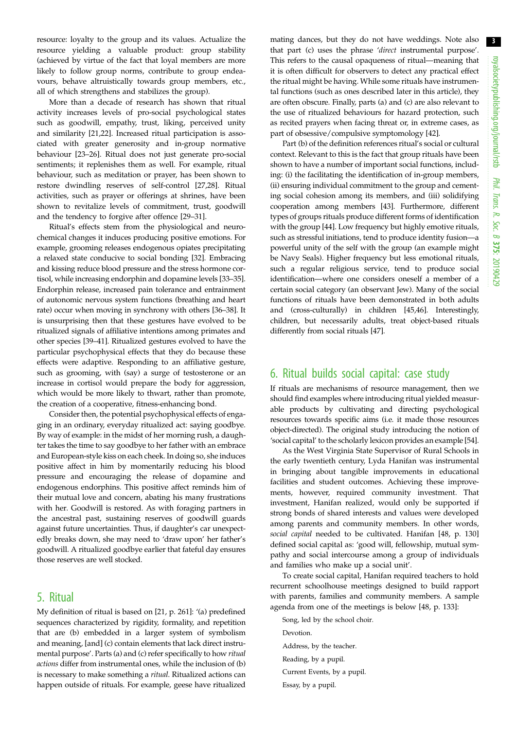resource: loyalty to the group and its values. Actualize the resource yielding a valuable product: group stability (achieved by virtue of the fact that loyal members are more likely to follow group norms, contribute to group endeavours, behave altruistically towards group members, etc., all of which strengthens and stabilizes the group).

More than a decade of research has shown that ritual activity increases levels of pro-social psychological states such as goodwill, empathy, trust, liking, perceived unity and similarity [21,22]. Increased ritual participation is associated with greater generosity and in-group normative behaviour [23–26]. Ritual does not just generate pro-social sentiments; it replenishes them as well. For example, ritual behaviour, such as meditation or prayer, has been shown to restore dwindling reserves of self-control [27,28]. Ritual activities, such as prayer or offerings at shrines, have been shown to revitalize levels of commitment, trust, goodwill and the tendency to forgive after offence [29–31].

Ritual's effects stem from the physiological and neurochemical changes it induces producing positive emotions. For example, grooming releases endogenous opiates precipitating a relaxed state conducive to social bonding [32]. Embracing and kissing reduce blood pressure and the stress hormone cortisol, while increasing endorphin and dopamine levels [33–35]. Endorphin release, increased pain tolerance and entrainment of autonomic nervous system functions (breathing and heart rate) occur when moving in synchrony with others [36–38]. It is unsurprising then that these gestures have evolved to be ritualized signals of affiliative intentions among primates and other species [39–41]. Ritualized gestures evolved to have the particular psychophysical effects that they do because these effects were adaptive. Responding to an affiliative gesture, such as grooming, with (say) a surge of testosterone or an increase in cortisol would prepare the body for aggression, which would be more likely to thwart, rather than promote, the creation of a cooperative, fitness-enhancing bond.

Consider then, the potential psychophysical effects of engaging in an ordinary, everyday ritualized act: saying goodbye. By way of example: in the midst of her morning rush, a daughter takes the time to say goodbye to her father with an embrace and European-style kiss on each cheek. In doing so, she induces positive affect in him by momentarily reducing his blood pressure and encouraging the release of dopamine and endogenous endorphins. This positive affect reminds him of their mutual love and concern, abating his many frustrations with her. Goodwill is restored. As with foraging partners in the ancestral past, sustaining reserves of goodwill guards against future uncertainties. Thus, if daughter's car unexpectedly breaks down, she may need to 'draw upon' her father's goodwill. A ritualized goodbye earlier that fateful day ensures those reserves are well stocked.

## 5. Ritual

My definition of ritual is based on [21, p. 261]: '(a) predefined sequences characterized by rigidity, formality, and repetition that are (b) embedded in a larger system of symbolism and meaning, [and] (c) contain elements that lack direct instrumental purpose'. Parts (a) and (c) refer specifically to how *ritual actions* differ from instrumental ones, while the inclusion of (b) is necessary to make something a *ritual*. Ritualized actions can happen outside of rituals. For example, geese have ritualized mating dances, but they do not have weddings. Note also that part (c) uses the phrase '*direct* instrumental purpose'. This refers to the causal opaqueness of ritual—meaning that it is often difficult for observers to detect any practical effect the ritual might be having. While some rituals have instrumental functions (such as ones described later in this article), they are often obscure. Finally, parts (a) and (c) are also relevant to the use of ritualized behaviours for hazard protection, such as recited prayers when facing threat or, in extreme cases, as part of obsessive/compulsive symptomology [42].

Part (b) of the definition references ritual's social or cultural context. Relevant to this is the fact that group rituals have been shown to have a number of important social functions, including: (i) the facilitating the identification of in-group members, (ii) ensuring individual commitment to the group and cementing social cohesion among its members, and (iii) solidifying cooperation among members [43]. Furthermore, different types of groups rituals produce different forms of identification with the group [44]. Low frequency but highly emotive rituals, such as stressful initiations, tend to produce identity fusion—a powerful unity of the self with the group (an example might be Navy Seals). Higher frequency but less emotional rituals, such a regular religious service, tend to produce social identification—where one considers oneself a member of a certain social category (an observant Jew). Many of the social functions of rituals have been demonstrated in both adults and (cross-culturally) in children [45,46]. Interestingly, children, but necessarily adults, treat object-based rituals differently from social rituals [47].

## 6. Ritual builds social capital: case study

If rituals are mechanisms of resource management, then we should find examples where introducing ritual yielded measurable products by cultivating and directing psychological resources towards specific aims (i.e. it made those resources object-directed). The original study introducing the notion of 'social capital' to the scholarly lexicon provides an example [54].

As the West Virginia State Supervisor of Rural Schools in the early twentieth century, Lyda Hanifan was instrumental in bringing about tangible improvements in educational facilities and student outcomes. Achieving these improvements, however, required community investment. That investment, Hanifan realized, would only be supported if strong bonds of shared interests and values were developed among parents and community members. In other words, *social capital* needed to be cultivated. Hanifan [48, p. 130] defined social capital as: 'good will, fellowship, mutual sympathy and social intercourse among a group of individuals and families who make up a social unit'.

To create social capital, Hanifan required teachers to hold recurrent schoolhouse meetings designed to build rapport with parents, families and community members. A sample agenda from one of the meetings is below [48, p. 133]:

Song, led by the school choir.

Devotion.

Address, by the teacher.

Reading, by a pupil.

Current Events, by a pupil.

Essay, by a pupil.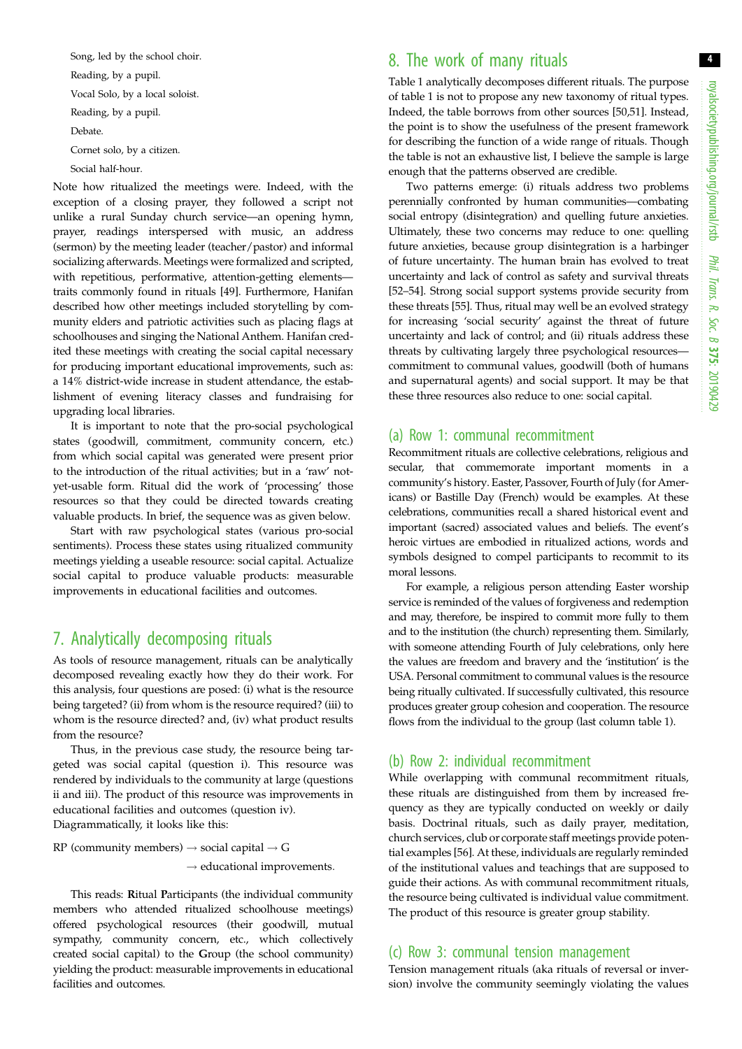Song, led by the school choir.

Reading, by a pupil.

Vocal Solo, by a local soloist.

Reading, by a pupil.

Debate.

Cornet solo, by a citizen.

Social half-hour.

Note how ritualized the meetings were. Indeed, with the exception of a closing prayer, they followed a script not unlike a rural Sunday church service—an opening hymn, prayer, readings interspersed with music, an address (sermon) by the meeting leader (teacher/pastor) and informal socializing afterwards. Meetings were formalized and scripted, with repetitious, performative, attention-getting elements—traits commonly found in rituals [49]. Furthermore, Hanifan described how other meetings included storytelling by community elders and patriotic activities such as placing flags at schoolhouses and singing the National Anthem. Hanifan credited these meetings with creating the social capital necessary for producing important educational improvements, such as: a 14% district-wide increase in student attendance, the establishment of evening literacy classes and fundraising for upgrading local libraries.

It is important to note that the pro-social psychological states (goodwill, commitment, community concern, etc.) from which social capital was generated were present prior to the introduction of the ritual activities; but in a 'raw' not-yet-usable form. Ritual did the work of 'processing' those resources so that they could be directed towards creating valuable products. In brief, the sequence was as given below.

Start with raw psychological states (various pro-social sentiments). Process these states using ritualized community meetings yielding a useable resource: social capital. Actualize social capital to produce valuable products: measurable improvements in educational facilities and outcomes.

## 7. Analytically decomposing rituals

As tools of resource management, rituals can be analytically decomposed revealing exactly how they do their work. For this analysis, four questions are posed: (i) what is the resource being targeted? (ii) from whom is the resource required? (iii) to whom is the resource directed? and, (iv) what product results from the resource?

Thus, in the previous case study, the resource being targeted was social capital (question i). This resource was rendered by individuals to the community at large (questions ii and iii). The product of this resource was improvements in educational facilities and outcomes (question iv). Diagrammatically, it looks like this:

$$\text{RP (community members)} \rightarrow \text{social capital} \rightarrow \text{G}$$
$$\rightarrow \text{educational improvements.}$$

This reads: **R**itual **P**articipants (the individual community members who attended ritualized schoolhouse meetings) offered psychological resources (their goodwill, mutual sympathy, community concern, etc., which collectively created social capital) to the **G**roup (the school community) yielding the product: measurable improvements in educational facilities and outcomes.

## 8. The work of many rituals

Table 1 analytically decomposes different rituals. The purpose of table 1 is not to propose any new taxonomy of ritual types. Indeed, the table borrows from other sources [50,51]. Instead, the point is to show the usefulness of the present framework for describing the function of a wide range of rituals. Though the table is not an exhaustive list, I believe the sample is large enough that the patterns observed are credible.

Two patterns emerge: (i) rituals address two problems perennially confronted by human communities—combating social entropy (disintegration) and quelling future anxieties. Ultimately, these two concerns may reduce to one: quelling future anxieties, because group disintegration is a harbinger of future uncertainty. The human brain has evolved to treat uncertainty and lack of control as safety and survival threats [52–54]. Strong social support systems provide security from these threats [55]. Thus, ritual may well be an evolved strategy for increasing 'social security' against the threat of future uncertainty and lack of control; and (ii) rituals address these threats by cultivating largely three psychological resources—commitment to communal values, goodwill (both of humans and supernatural agents) and social support. It may be that these three resources also reduce to one: social capital.

### (a) Row 1: communal recommitment

Recommitment rituals are collective celebrations, religious and secular, that commemorate important moments in a community's history. Easter, Passover, Fourth of July (for Americans) or Bastille Day (French) would be examples. At these celebrations, communities recall a shared historical event and important (sacred) associated values and beliefs. The event's heroic virtues are embodied in ritualized actions, words and symbols designed to compel participants to recommit to its moral lessons.

For example, a religious person attending Easter worship service is reminded of the values of forgiveness and redemption and may, therefore, be inspired to commit more fully to them and to the institution (the church) representing them. Similarly, with someone attending Fourth of July celebrations, only here the values are freedom and bravery and the 'institution' is the USA. Personal commitment to communal values is the resource being ritually cultivated. If successfully cultivated, this resource produces greater group cohesion and cooperation. The resource flows from the individual to the group (last column table 1).

### (b) Row 2: individual recommitment

While overlapping with communal recommitment rituals, these rituals are distinguished from them by increased frequency as they are typically conducted on weekly or daily basis. Doctrinal rituals, such as daily prayer, meditation, church services, club or corporate staff meetings provide potential examples [56]. At these, individuals are regularly reminded of the institutional values and teachings that are supposed to guide their actions. As with communal recommitment rituals, the resource being cultivated is individual value commitment. The product of this resource is greater group stability.

### (c) Row 3: communal tension management

Tension management rituals (aka rituals of reversal or inversion) involve the community seemingly violating the values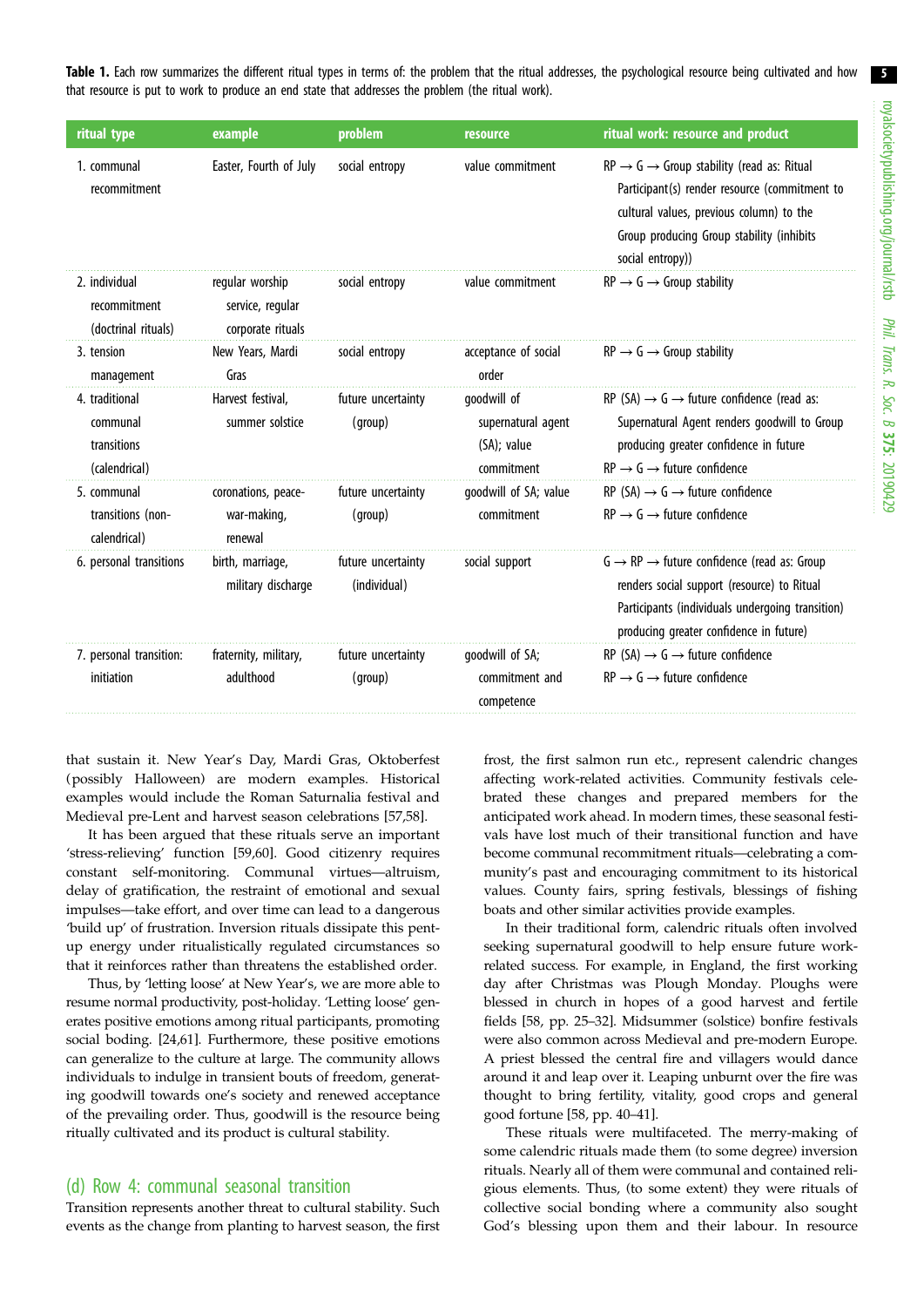**Table 1.** Each row summarizes the different ritual types in terms of: the problem that the ritual addresses, the psychological resource being cultivated and how that resource is put to work to produce an end state that addresses the problem (the ritual work).

| ritual type | example | problem | resource | ritual work: resource and product |
|---|---|---|---|---|
| 1. communal recommitment | Easter, Fourth of July | social entropy | value commitment | RP → G → Group stability (read as: Ritual Participant(s) render resource (commitment to cultural values, previous column) to the Group producing Group stability (inhibits social entropy)) |
| 2. individual recommitment (doctrinal rituals) | regular worship service, regular corporate rituals | social entropy | value commitment | RP → G → Group stability |
| 3. tension management | New Years, Mardi Gras | social entropy | acceptance of social order | RP → G → Group stability |
| 4. traditional communal transitions (calendrical) | Harvest festival, summer solstice | future uncertainty (group) | goodwill of supernatural agent (SA); value commitment | RP (SA) → G → future confidence (read as: Supernatural Agent renders goodwill to Group producing greater confidence in future<br>RP → G → future confidence |
| 5. communal transitions (non-calendrical) | coronations, peace-war-making, renewal | future uncertainty (group) | goodwill of SA; value commitment | RP (SA) → G → future confidence<br>RP → G → future confidence |
| 6. personal transitions | birth, marriage, military discharge | future uncertainty (individual) | social support | G → RP → future confidence (read as: Group renders social support (resource) to Ritual Participants (individuals undergoing transition) producing greater confidence in future) |
| 7. personal transition: initiation | fraternity, military, adulthood | future uncertainty (group) | goodwill of SA; commitment and competence | RP (SA) → G → future confidence<br>RP → G → future confidence |

that sustain it. New Year's Day, Mardi Gras, Oktoberfest (possibly Halloween) are modern examples. Historical examples would include the Roman Saturnalia festival and Medieval pre-Lent and harvest season celebrations [57,58].

It has been argued that these rituals serve an important 'stress-relieving' function [59,60]. Good citizenry requires constant self-monitoring. Communal virtues—altruism, delay of gratification, the restraint of emotional and sexual impulses—take effort, and over time can lead to a dangerous 'build up' of frustration. Inversion rituals dissipate this pent-up energy under ritualistically regulated circumstances so that it reinforces rather than threatens the established order.

Thus, by 'letting loose' at New Year's, we are more able to resume normal productivity, post-holiday. 'Letting loose' generates positive emotions among ritual participants, promoting social boding. [24,61]. Furthermore, these positive emotions can generalize to the culture at large. The community allows individuals to indulge in transient bouts of freedom, generating goodwill towards one's society and renewed acceptance of the prevailing order. Thus, goodwill is the resource being ritually cultivated and its product is cultural stability.

## (d) Row 4: communal seasonal transition

Transition represents another threat to cultural stability. Such events as the change from planting to harvest season, the first frost, the first salmon run etc., represent calendric changes affecting work-related activities. Community festivals celebrated these changes and prepared members for the anticipated work ahead. In modern times, these seasonal festivals have lost much of their transitional function and have become communal recommitment rituals—celebrating a community's past and encouraging commitment to its historical values. County fairs, spring festivals, blessings of fishing boats and other similar activities provide examples.

In their traditional form, calendric rituals often involved seeking supernatural goodwill to help ensure future work-related success. For example, in England, the first working day after Christmas was Plough Monday. Ploughs were blessed in church in hopes of a good harvest and fertile fields [58, pp. 25–32]. Midsummer (solstice) bonfire festivals were also common across Medieval and pre-modern Europe. A priest blessed the central fire and villagers would dance around it and leap over it. Leaping unburnt over the fire was thought to bring fertility, vitality, good crops and general good fortune [58, pp. 40–41].

These rituals were multifaceted. The merry-making of some calendric rituals made them (to some degree) inversion rituals. Nearly all of them were communal and contained religious elements. Thus, (to some extent) they were rituals of collective social bonding where a community also sought God's blessing upon them and their labour. In resource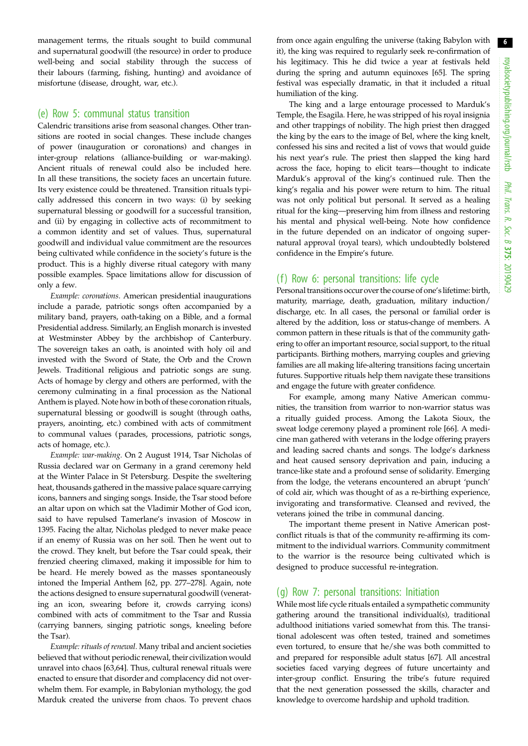management terms, the rituals sought to build communal and supernatural goodwill (the resource) in order to produce well-being and social stability through the success of their labours (farming, fishing, hunting) and avoidance of misfortune (disease, drought, war, etc.).

## (e) Row 5: communal status transition

Calendric transitions arise from seasonal changes. Other transitions are rooted in social changes. These include changes of power (inauguration or coronations) and changes in inter-group relations (alliance-building or war-making). Ancient rituals of renewal could also be included here. In all these transitions, the society faces an uncertain future. Its very existence could be threatened. Transition rituals typically addressed this concern in two ways: (i) by seeking supernatural blessing or goodwill for a successful transition, and (ii) by engaging in collective acts of recommitment to a common identity and set of values. Thus, supernatural goodwill and individual value commitment are the resources being cultivated while confidence in the society's future is the product. This is a highly diverse ritual category with many possible examples. Space limitations allow for discussion of only a few.

*Example: coronations.* American presidential inaugurations include a parade, patriotic songs often accompanied by a military band, prayers, oath-taking on a Bible, and a formal Presidential address. Similarly, an English monarch is invested at Westminster Abbey by the archbishop of Canterbury. The sovereign takes an oath, is anointed with holy oil and invested with the Sword of State, the Orb and the Crown Jewels. Traditional religious and patriotic songs are sung. Acts of homage by clergy and others are performed, with the ceremony culminating in a final procession as the National Anthem is played. Note how in both of these coronation rituals, supernatural blessing or goodwill is sought (through oaths, prayers, anointing, etc.) combined with acts of commitment to communal values (parades, processions, patriotic songs, acts of homage, etc.).

*Example: war-making.* On 2 August 1914, Tsar Nicholas of Russia declared war on Germany in a grand ceremony held at the Winter Palace in St Petersburg. Despite the sweltering heat, thousands gathered in the massive palace square carrying icons, banners and singing songs. Inside, the Tsar stood before an altar upon on which sat the Vladimir Mother of God icon, said to have repulsed Tamerlane's invasion of Moscow in 1395. Facing the altar, Nicholas pledged to never make peace if an enemy of Russia was on her soil. Then he went out to the crowd. They knelt, but before the Tsar could speak, their frenzied cheering climaxed, making it impossible for him to be heard. He merely bowed as the masses spontaneously intoned the Imperial Anthem [62, pp. 277–278]. Again, note the actions designed to ensure supernatural goodwill (venerating an icon, swearing before it, crowds carrying icons) combined with acts of commitment to the Tsar and Russia (carrying banners, singing patriotic songs, kneeling before the Tsar).

*Example: rituals of renewal.* Many tribal and ancient societies believed that without periodic renewal, their civilization would unravel into chaos [63,64]. Thus, cultural renewal rituals were enacted to ensure that disorder and complacency did not overwhelm them. For example, in Babylonian mythology, the god Marduk created the universe from chaos. To prevent chaos from once again engulfing the universe (taking Babylon with it), the king was required to regularly seek re-confirmation of his legitimacy. This he did twice a year at festivals held during the spring and autumn equinoxes [65]. The spring festival was especially dramatic, in that it included a ritual humiliation of the king.

The king and a large entourage processed to Marduk's Temple, the Esagila. Here, he was stripped of his royal insignia and other trappings of nobility. The high priest then dragged the king by the ears to the image of Bel, where the king knelt, confessed his sins and recited a list of vows that would guide his next year's rule. The priest then slapped the king hard across the face, hoping to elicit tears—thought to indicate Marduk's approval of the king's continued rule. Then the king's regalia and his power were return to him. The ritual was not only political but personal. It served as a healing ritual for the king—preserving him from illness and restoring his mental and physical well-being. Note how confidence in the future depended on an indicator of ongoing supernatural approval (royal tears), which undoubtedly bolstered confidence in the Empire's future.

## (f) Row 6: personal transitions: life cycle

Personal transitions occur over the course of one's lifetime: birth, maturity, marriage, death, graduation, military induction/discharge, etc. In all cases, the personal or familial order is altered by the addition, loss or status-change of members. A common pattern in these rituals is that of the community gathering to offer an important resource, social support, to the ritual participants. Birthing mothers, marrying couples and grieving families are all making life-altering transitions facing uncertain futures. Supportive rituals help them navigate these transitions and engage the future with greater confidence.

For example, among many Native American communities, the transition from warrior to non-warrior status was a ritually guided process. Among the Lakota Sioux, the sweat lodge ceremony played a prominent role [66]. A medicine man gathered with veterans in the lodge offering prayers and leading sacred chants and songs. The lodge's darkness and heat caused sensory deprivation and pain, inducing a trance-like state and a profound sense of solidarity. Emerging from the lodge, the veterans encountered an abrupt 'punch' of cold air, which was thought of as a re-birthing experience, invigorating and transformative. Cleansed and revived, the veterans joined the tribe in communal dancing.

The important theme present in Native American post-conflict rituals is that of the community re-affirming its commitment to the individual warriors. Community commitment to the warrior is the resource being cultivated which is designed to produce successful re-integration.

## (g) Row 7: personal transitions: Initiation

While most life cycle rituals entailed a sympathetic community gathering around the transitional individual(s), traditional adulthood initiations varied somewhat from this. The transitional adolescent was often tested, trained and sometimes even tortured, to ensure that he/she was both committed to and prepared for responsible adult status [67]. All ancestral societies faced varying degrees of future uncertainty and inter-group conflict. Ensuring the tribe's future required that the next generation possessed the skills, character and knowledge to overcome hardship and uphold tradition.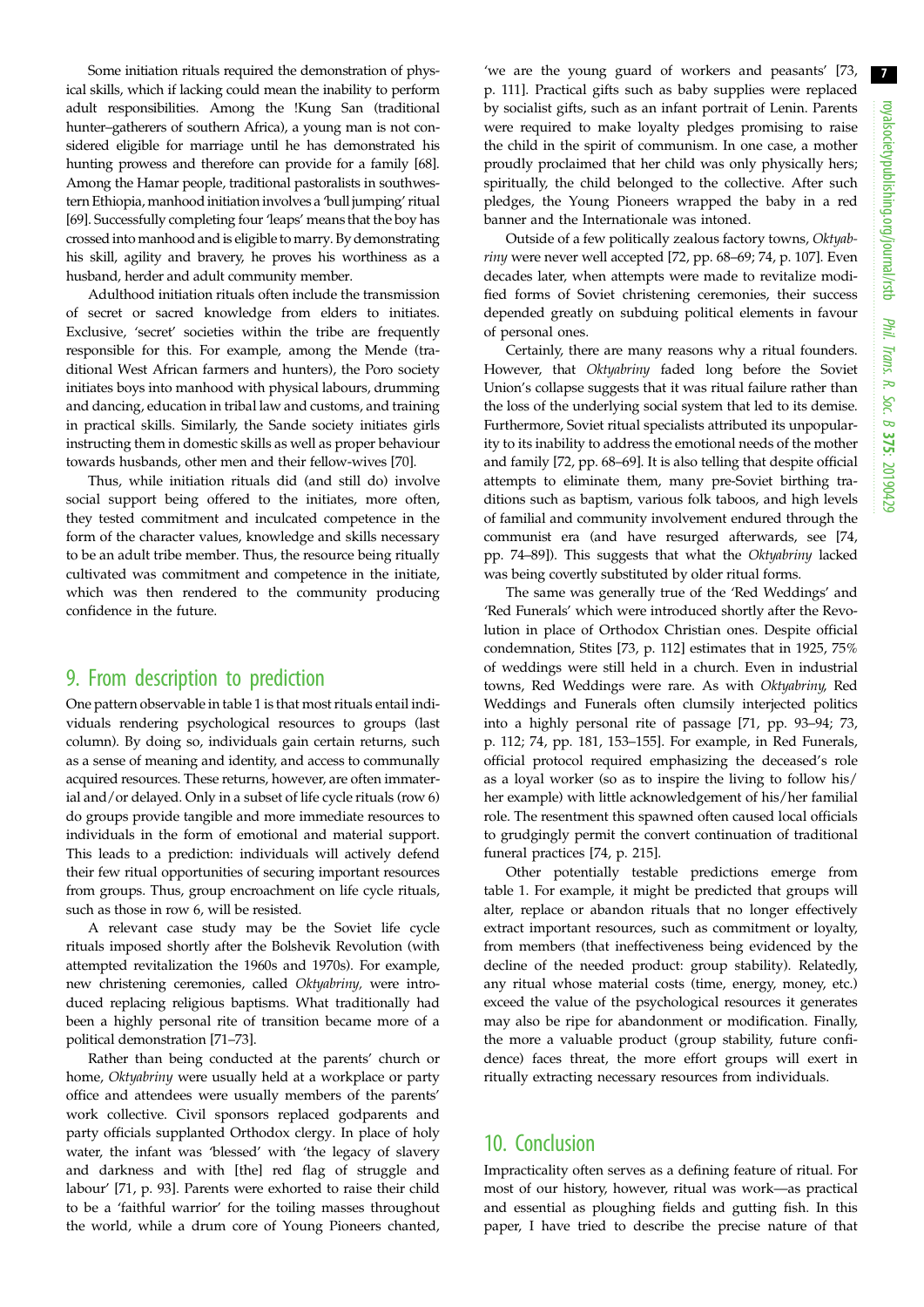Some initiation rituals required the demonstration of physical skills, which if lacking could mean the inability to perform adult responsibilities. Among the !Kung San (traditional hunter–gatherers of southern Africa), a young man is not considered eligible for marriage until he has demonstrated his hunting prowess and therefore can provide for a family [68]. Among the Hamar people, traditional pastoralists in southwestern Ethiopia, manhood initiation involves a 'bull jumping' ritual [69]. Successfully completing four 'leaps' means that the boy has crossed into manhood and is eligible to marry. By demonstrating his skill, agility and bravery, he proves his worthiness as a husband, herder and adult community member.

Adulthood initiation rituals often include the transmission of secret or sacred knowledge from elders to initiates. Exclusive, 'secret' societies within the tribe are frequently responsible for this. For example, among the Mende (traditional West African farmers and hunters), the Poro society initiates boys into manhood with physical labours, drumming and dancing, education in tribal law and customs, and training in practical skills. Similarly, the Sande society initiates girls instructing them in domestic skills as well as proper behaviour towards husbands, other men and their fellow-wives [70].

Thus, while initiation rituals did (and still do) involve social support being offered to the initiates, more often, they tested commitment and inculcated competence in the form of the character values, knowledge and skills necessary to be an adult tribe member. Thus, the resource being ritually cultivated was commitment and competence in the initiate, which was then rendered to the community producing confidence in the future.

## 9. From description to prediction

One pattern observable in table 1 is that most rituals entail individuals rendering psychological resources to groups (last column). By doing so, individuals gain certain returns, such as a sense of meaning and identity, and access to communally acquired resources. These returns, however, are often immaterial and/or delayed. Only in a subset of life cycle rituals (row 6) do groups provide tangible and more immediate resources to individuals in the form of emotional and material support. This leads to a prediction: individuals will actively defend their few ritual opportunities of securing important resources from groups. Thus, group encroachment on life cycle rituals, such as those in row 6, will be resisted.

A relevant case study may be the Soviet life cycle rituals imposed shortly after the Bolshevik Revolution (with attempted revitalization the 1960s and 1970s). For example, new christening ceremonies, called *Oktyabriny*, were introduced replacing religious baptisms. What traditionally had been a highly personal rite of transition became more of a political demonstration [71–73].

Rather than being conducted at the parents' church or home, *Oktyabriny* were usually held at a workplace or party office and attendees were usually members of the parents' work collective. Civil sponsors replaced godparents and party officials supplanted Orthodox clergy. In place of holy water, the infant was 'blessed' with 'the legacy of slavery and darkness and with [the] red flag of struggle and labour' [71, p. 93]. Parents were exhorted to raise their child to be a 'faithful warrior' for the toiling masses throughout the world, while a drum core of Young Pioneers chanted, 'we are the young guard of workers and peasants' [73, p. 111]. Practical gifts such as baby supplies were replaced by socialist gifts, such as an infant portrait of Lenin. Parents were required to make loyalty pledges promising to raise the child in the spirit of communism. In one case, a mother proudly proclaimed that her child was only physically hers; spiritually, the child belonged to the collective. After such pledges, the Young Pioneers wrapped the baby in a red banner and the Internationale was intoned.

Outside of a few politically zealous factory towns, *Oktyabriny* were never well accepted [72, pp. 68–69; 74, p. 107]. Even decades later, when attempts were made to revitalize modified forms of Soviet christening ceremonies, their success depended greatly on subduing political elements in favour of personal ones.

Certainly, there are many reasons why a ritual founders. However, that *Oktyabriny* faded long before the Soviet Union's collapse suggests that it was ritual failure rather than the loss of the underlying social system that led to its demise. Furthermore, Soviet ritual specialists attributed its unpopularity to its inability to address the emotional needs of the mother and family [72, pp. 68–69]. It is also telling that despite official attempts to eliminate them, many pre-Soviet birthing traditions such as baptism, various folk taboos, and high levels of familial and community involvement endured through the communist era (and have resurged afterwards, see [74, pp. 74–89]). This suggests that what the *Oktyabriny* lacked was being covertly substituted by older ritual forms.

The same was generally true of the 'Red Weddings' and 'Red Funerals' which were introduced shortly after the Revolution in place of Orthodox Christian ones. Despite official condemnation, Stites [73, p. 112] estimates that in 1925, 75% of weddings were still held in a church. Even in industrial towns, Red Weddings were rare. As with *Oktyabriny*, Red Weddings and Funerals often clumsily interjected politics into a highly personal rite of passage [71, pp. 93–94; 73, p. 112; 74, pp. 181, 153–155]. For example, in Red Funerals, official protocol required emphasizing the deceased's role as a loyal worker (so as to inspire the living to follow his/her example) with little acknowledgement of his/her familial role. The resentment this spawned often caused local officials to grudgingly permit the convert continuation of traditional funeral practices [74, p. 215].

Other potentially testable predictions emerge from table 1. For example, it might be predicted that groups will alter, replace or abandon rituals that no longer effectively extract important resources, such as commitment or loyalty, from members (that ineffectiveness being evidenced by the decline of the needed product: group stability). Relatedly, any ritual whose material costs (time, energy, money, etc.) exceed the value of the psychological resources it generates may also be ripe for abandonment or modification. Finally, the more a valuable product (group stability, future confidence) faces threat, the more effort groups will exert in ritually extracting necessary resources from individuals.

## 10. Conclusion

Impracticality often serves as a defining feature of ritual. For most of our history, however, ritual was work—as practical and essential as ploughing fields and gutting fish. In this paper, I have tried to describe the precise nature of that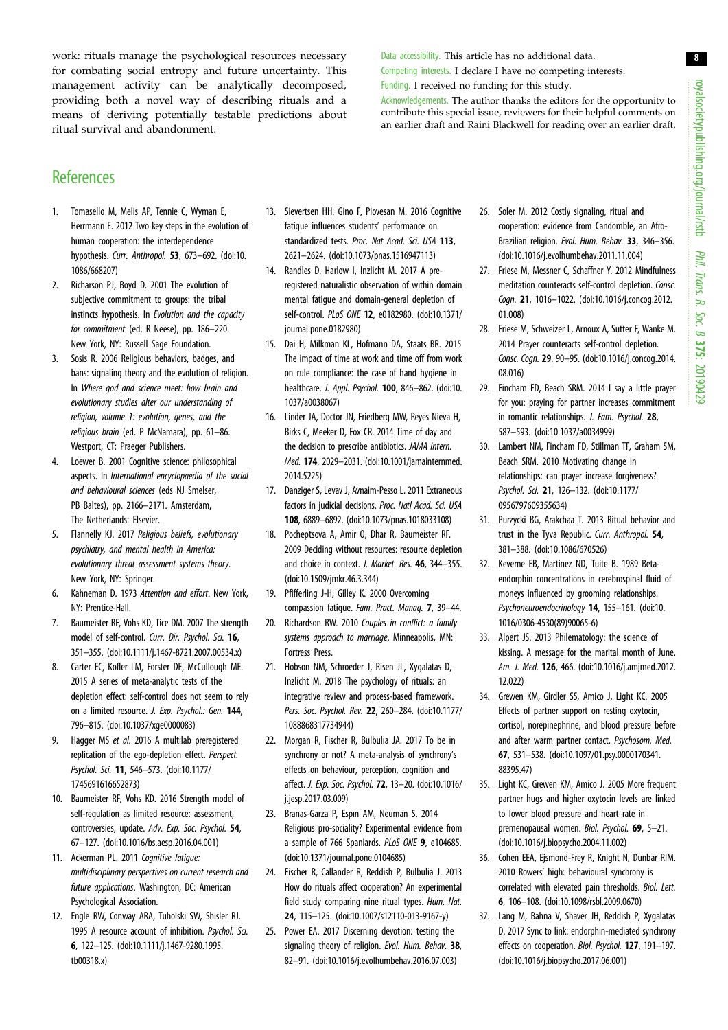work: rituals manage the psychological resources necessary for combating social entropy and future uncertainty. This management activity can be analytically decomposed, providing both a novel way of describing rituals and a means of deriving potentially testable predictions about ritual survival and abandonment.

Data accessibility. This article has no additional data.

Competing interests. I declare I have no competing interests.

Funding. I received no funding for this study.

Acknowledgements. The author thanks the editors for the opportunity to contribute this special issue, reviewers for their helpful comments on an earlier draft and Raini Blackwell for reading over an earlier draft.

## References

1. Tomasello M, Melis AP, Tennie C, Wyman E, Herrmann E. 2012 Two key steps in the evolution of human cooperation: the interdependence hypothesis. *Curr. Anthropol.* **53**, 673–692. (doi:10.1086/668207)
2. Richarson PJ, Boyd D. 2001 The evolution of subjective commitment to groups: the tribal instincts hypothesis. In *Evolution and the capacity for commitment* (ed. R Neese), pp. 186–220. New York, NY: Russell Sage Foundation.
3. Sosis R. 2006 Religious behaviors, badges, and bans: signaling theory and the evolution of religion. In *Where god and science meet: how brain and evolutionary studies alter our understanding of religion, volume 1: evolution, genes, and the religious brain* (ed. P McNamara), pp. 61–86. Westport, CT: Praeger Publishers.
4. Loewer B. 2001 Cognitive science: philosophical aspects. In *International encyclopaedia of the social and behavioural sciences* (eds NJ Smelser, PB Baltes), pp. 2166–2171. Amsterdam, The Netherlands: Elsevier.
5. Flannelly KJ. 2017 *Religious beliefs, evolutionary psychiatry, and mental health in America: evolutionary threat assessment systems theory*. New York, NY: Springer.
6. Kahneman D. 1973 *Attention and effort*. New York, NY: Prentice-Hall.
7. Baumeister RF, Vohs KD, Tice DM. 2007 The strength model of self-control. *Curr. Dir. Psychol. Sci.* **16**, 351–355. (doi:10.1111/j.1467-8721.2007.00534.x)
8. Carter EC, Kofler LM, Forster DE, McCullough ME. 2015 A series of meta-analytic tests of the depletion effect: self-control does not seem to rely on a limited resource. *J. Exp. Psychol.: Gen.* **144**, 796–815. (doi:10.1037/xge0000083)
9. Hagger MS *et al.* 2016 A multilab preregistered replication of the ego-depletion effect. *Perspect. Psychol. Sci.* **11**, 546–573. (doi:10.1177/1745691616652873)
10. Baumeister RF, Vohs KD. 2016 Strength model of self-regulation as limited resource: assessment, controversies, update. *Adv. Exp. Soc. Psychol.* **54**, 67–127. (doi:10.1016/bs.aesp.2016.04.001)
11. Ackerman PL. 2011 *Cognitive fatigue: multidisciplinary perspectives on current research and future applications*. Washington, DC: American Psychological Association.
12. Engle RW, Conway ARA, Tuholski SW, Shisler RJ. 1995 A resource account of inhibition. *Psychol. Sci.* **6**, 122–125. (doi:10.1111/j.1467-9280.1995.tb00318.x)
13. Sievertsen HH, Gino F, Piovesan M. 2016 Cognitive fatigue influences students' performance on standardized tests. *Proc. Nat Acad. Sci. USA* **113**, 2621–2624. (doi:10.1073/pnas.1516947113)
14. Randles D, Harlow I, Inzlicht M. 2017 A pre-registered naturalistic observation of within domain mental fatigue and domain-general depletion of self-control. *PLoS ONE* **12**, e0182980. (doi:10.1371/journal.pone.0182980)
15. Dai H, Milkman KL, Hofmann DA, Staats BR. 2015 The impact of time at work and time off from work on rule compliance: the case of hand hygiene in healthcare. *J. Appl. Psychol.* **100**, 846–862. (doi:10.1037/a0038067)
16. Linder JA, Doctor JN, Friedberg MW, Reyes Nieva H, Birks C, Meeker D, Fox CR. 2014 Time of day and the decision to prescribe antibiotics. *JAMA Intern. Med.* **174**, 2029–2031. (doi:10.1001/jamainternmed.2014.5225)
17. Danziger S, Levav J, Avnaim-Pesso L. 2011 Extraneous factors in judicial decisions. *Proc. Natl Acad. Sci. USA* **108**, 6889–6892. (doi:10.1073/pnas.1018033108)
18. Pocheptsova A, Amir O, Dhar R, Baumeister RF. 2009 Deciding without resources: resource depletion and choice in context. *J. Market. Res.* **46**, 344–355. (doi:10.1509/jmkr.46.3.344)
19. Pfifferling J-H, Gilley K. 2000 Overcoming compassion fatigue. *Fam. Pract. Manag.* **7**, 39–44.
20. Richardson RW. 2010 *Couples in conflict: a family systems approach to marriage*. Minneapolis, MN: Fortress Press.
21. Hobson NM, Schroeder J, Risen JL, Xygalatas D, Inzlicht M. 2018 The psychology of rituals: an integrative review and process-based framework. *Pers. Soc. Psychol. Rev.* **22**, 260–284. (doi:10.1177/1088868317734944)
22. Morgan R, Fischer R, Bulbulia JA. 2017 To be in synchrony or not? A meta-analysis of synchrony's effects on behaviour, perception, cognition and affect. *J. Exp. Soc. Psychol.* **72**, 13–20. (doi:10.1016/j.jesp.2017.03.009)
23. Branas-Garza P, Espın AM, Neuman S. 2014 Religious pro-sociality? Experimental evidence from a sample of 766 Spaniards. *PLoS ONE* **9**, e104685. (doi:10.1371/journal.pone.0104685)
24. Fischer R, Callander R, Reddish P, Bulbulia J. 2013 How do rituals affect cooperation? An experimental field study comparing nine ritual types. *Hum. Nat.* **24**, 115–125. (doi:10.1007/s12110-013-9167-y)
25. Power EA. 2017 Discerning devotion: testing the signaling theory of religion. *Evol. Hum. Behav.* **38**, 82–91. (doi:10.1016/j.evolhumbehav.2016.07.003)
26. Soler M. 2012 Costly signaling, ritual and cooperation: evidence from Candomble, an Afro-Brazilian religion. *Evol. Hum. Behav.* **33**, 346–356. (doi:10.1016/j.evolhumbehav.2011.11.004)
27. Friese M, Messner C, Schaffner Y. 2012 Mindfulness meditation counteracts self-control depletion. *Consc. Cogn.* **21**, 1016–1022. (doi:10.1016/j.concog.2012.01.008)
28. Friese M, Schweizer L, Arnoux A, Sutter F, Wanke M. 2014 Prayer counteracts self-control depletion. *Consc. Cogn.* **29**, 90–95. (doi:10.1016/j.concog.2014.08.016)
29. Fincham FD, Beach SRM. 2014 I say a little prayer for you: praying for partner increases commitment in romantic relationships. *J. Fam. Psychol.* **28**, 587–593. (doi:10.1037/a0034999)
30. Lambert NM, Fincham FD, Stillman TF, Graham SM, Beach SRM. 2010 Motivating change in relationships: can prayer increase forgiveness? *Psychol. Sci.* **21**, 126–132. (doi:10.1177/0956797609355634)
31. Purzycki BG, Arakchaa T. 2013 Ritual behavior and trust in the Tyva Republic. *Curr. Anthropol.* **54**, 381–388. (doi:10.1086/670526)
32. Keverne EB, Martinez ND, Tuite B. 1989 Beta-endorphin concentrations in cerebrospinal fluid of moneys influenced by grooming relationships. *Psychoneuroendocrinology* **14**, 155–161. (doi:10.1016/0306-4530(89)90065-6)
33. Alpert JS. 2013 Philematology: the science of kissing. A message for the marital month of June. *Am. J. Med.* **126**, 466. (doi:10.1016/j.amjmed.2012.12.022)
34. Grewen KM, Girdler SS, Amico J, Light KC. 2005 Effects of partner support on resting oxytocin, cortisol, norepinephrine, and blood pressure before and after warm partner contact. *Psychosom. Med.* **67**, 531–538. (doi:10.1097/01.psy.0000170341.88395.47)
35. Light KC, Grewen KM, Amico J. 2005 More frequent partner hugs and higher oxytocin levels are linked to lower blood pressure and heart rate in premenopausal women. *Biol. Psychol.* **69**, 5–21. (doi:10.1016/j.biopsycho.2004.11.002)
36. Cohen EEA, Ejsmond-Frey R, Knight N, Dunbar RIM. 2010 Rowers' high: behavioural synchrony is correlated with elevated pain thresholds. *Biol. Lett.* **6**, 106–108. (doi:10.1098/rsbl.2009.0670)
37. Lang M, Bahna V, Shaver JH, Reddish P, Xygalatas D. 2017 Sync to link: endorphin-mediated synchrony effects on cooperation. *Biol. Psychol.* **127**, 191–197. (doi:10.1016/j.biopsycho.2017.06.001)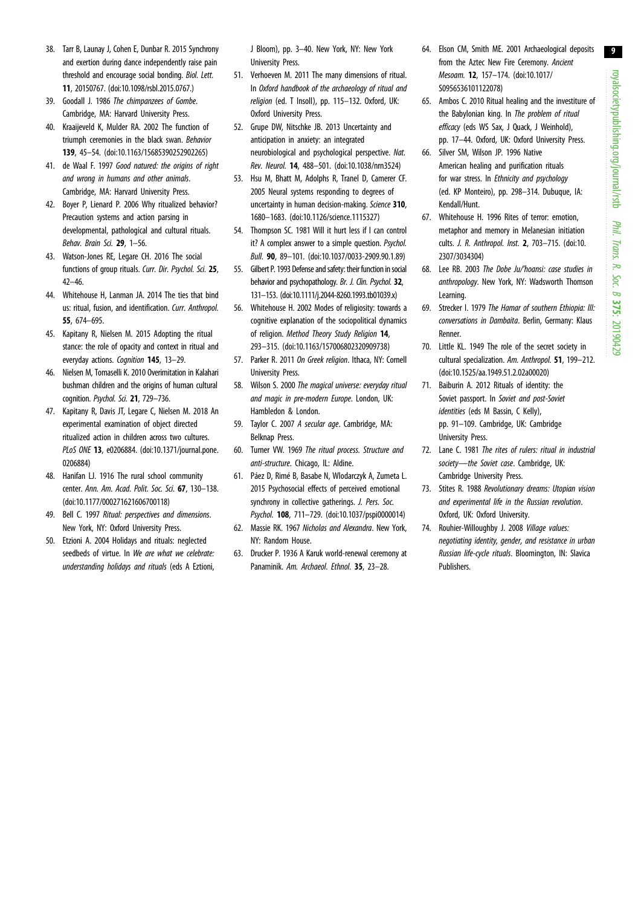38. Tarr B, Launay J, Cohen E, Dunbar R. 2015 Synchrony and exertion during dance independently raise pain threshold and encourage social bonding. *Biol. Lett.* **11**, 20150767. (doi:10.1098/rsbl.2015.0767.)
39. Goodall J. 1986 *The chimpanzees of Gombe*. Cambridge, MA: Harvard University Press.
40. Kraaijeveld K, Mulder RA. 2002 The function of triumph ceremonies in the black swan. *Behavior* **139**, 45–54. (doi:10.1163/15685390252902265)
41. de Waal F. 1997 *Good natured: the origins of right and wrong in humans and other animals*. Cambridge, MA: Harvard University Press.
42. Boyer P, Lienard P. 2006 Why ritualized behavior? Precaution systems and action parsing in developmental, pathological and cultural rituals. *Behav. Brain Sci.* **29**, 1–56.
43. Watson-Jones RE, Legare CH. 2016 The social functions of group rituals. *Curr. Dir. Psychol. Sci.* **25**, 42–46.
44. Whitehouse H, Lanman JA. 2014 The ties that bind us: ritual, fusion, and identification. *Curr. Anthropol.* **55**, 674–695.
45. Kapitany R, Nielsen M. 2015 Adopting the ritual stance: the role of opacity and context in ritual and everyday actions. *Cognition* **145**, 13–29.
46. Nielsen M, Tomaselli K. 2010 Overimitation in Kalahari bushman children and the origins of human cultural cognition. *Psychol. Sci.* **21**, 729–736.
47. Kapitany R, Davis JT, Legare C, Nielsen M. 2018 An experimental examination of object directed ritualized action in children across two cultures. *PLoS ONE* **13**, e0206884. (doi:10.1371/journal.pone.0206884)
48. Hanifan LJ. 1916 The rural school community center. *Ann. Am. Acad. Polit. Soc. Sci.* **67**, 130–138. (doi:10.1177/000271621606700118)
49. Bell C. 1997 *Ritual: perspectives and dimensions*. New York, NY: Oxford University Press.
50. Etzioni A. 2004 Holidays and rituals: neglected seedbeds of virtue. In *We are what we celebrate: understanding holidays and rituals* (eds A Eztioni, J Bloom), pp. 3–40. New York, NY: New York University Press.
51. Verhoeven M. 2011 The many dimensions of ritual. In *Oxford handbook of the archaeology of ritual and religion* (ed. T Insoll), pp. 115–132. Oxford, UK: Oxford University Press.
52. Grupe DW, Nitschke JB. 2013 Uncertainty and anticipation in anxiety: an integrated neurobiological and psychological perspective. *Nat. Rev. Neurol.* **14**, 488–501. (doi:10.1038/nrn3524)
53. Hsu M, Bhatt M, Adolphs R, Tranel D, Camerer CF. 2005 Neural systems responding to degrees of uncertainty in human decision-making. *Science* **310**, 1680–1683. (doi:10.1126/science.1115327)
54. Thompson SC. 1981 Will it hurt less if I can control it? A complex answer to a simple question. *Psychol. Bull.* **90**, 89–101. (doi:10.1037/0033-2909.90.1.89)
55. Gilbert P. 1993 Defense and safety: their function in social behavior and psychopathology. *Br. J. Clin. Psychol.* **32**, 131–153. (doi:10.1111/j.2044-8260.1993.tb01039.x)
56. Whitehouse H. 2002 Modes of religiosity: towards a cognitive explanation of the sociopolitical dynamics of religion. *Method Theory Study Religion* **14**, 293–315. (doi:10.1163/157006802320909738)
57. Parker R. 2011 *On Greek religion*. Ithaca, NY: Cornell University Press.
58. Wilson S. 2000 *The magical universe: everyday ritual and magic in pre-modern Europe*. London, UK: Hambledon & London.
59. Taylor C. 2007 *A secular age*. Cambridge, MA: Belknap Press.
60. Turner VW. 1969 *The ritual process. Structure and anti-structure*. Chicago, IL: Aldine.
61. Páez D, Rimé B, Basabe N, Wlodarczyk A, Zumeta L. 2015 Psychosocial effects of perceived emotional synchrony in collective gatherings. *J. Pers. Soc. Psychol.* **108**, 711–729. (doi:10.1037/pspi0000014)
62. Massie RK. 1967 *Nicholas and Alexandra*. New York, NY: Random House.
63. Drucker P. 1936 A Karuk world-renewal ceremony at Panaminik. *Am. Archaeol. Ethnol.* **35**, 23–28.
64. Elson CM, Smith ME. 2001 Archaeological deposits from the Aztec New Fire Ceremony. *Ancient Mesoam.* **12**, 157–174. (doi:10.1017/S0956536101122078)
65. Ambos C. 2010 Ritual healing and the investiture of the Babylonian king. In *The problem of ritual efficacy* (eds WS Sax, J Quack, J Weinhold), pp. 17–44. Oxford, UK: Oxford University Press.
66. Silver SM, Wilson JP. 1996 Native American healing and purification rituals for war stress. In *Ethnicity and psychology* (ed. KP Monteiro), pp. 298–314. Dubuque, IA: Kendall/Hunt.
67. Whitehouse H. 1996 Rites of terror: emotion, metaphor and memory in Melanesian initiation cults. *J. R. Anthropol. Inst.* **2**, 703–715. (doi:10.2307/3034304)
68. Lee RB. 2003 *The Dobe Ju/'hoansi: case studies in anthropology*. New York, NY: Wadsworth Thomson Learning.
69. Strecker I. 1979 *The Hamar of southern Ethiopia: III: conversations in Dambaita*. Berlin, Germany: Klaus Renner.
70. Little KL. 1949 The role of the secret society in cultural specialization. *Am. Anthropol.* **51**, 199–212. (doi:10.1525/aa.1949.51.2.02a00020)
71. Baiburin A. 2012 Rituals of identity: the Soviet passport. In *Soviet and post-Soviet identities* (eds M Bassin, C Kelly), pp. 91–109. Cambridge, UK: Cambridge University Press.
72. Lane C. 1981 *The rites of rulers: ritual in industrial society—the Soviet case*. Cambridge, UK: Cambridge University Press.
73. Stites R. 1988 *Revolutionary dreams: Utopian vision and experimental life in the Russian revolution*. Oxford, UK: Oxford University.
74. Rouhier-Willoughby J. 2008 *Village values: negotiating identity, gender, and resistance in urban Russian life-cycle rituals*. Bloomington, IN: Slavica Publishers.